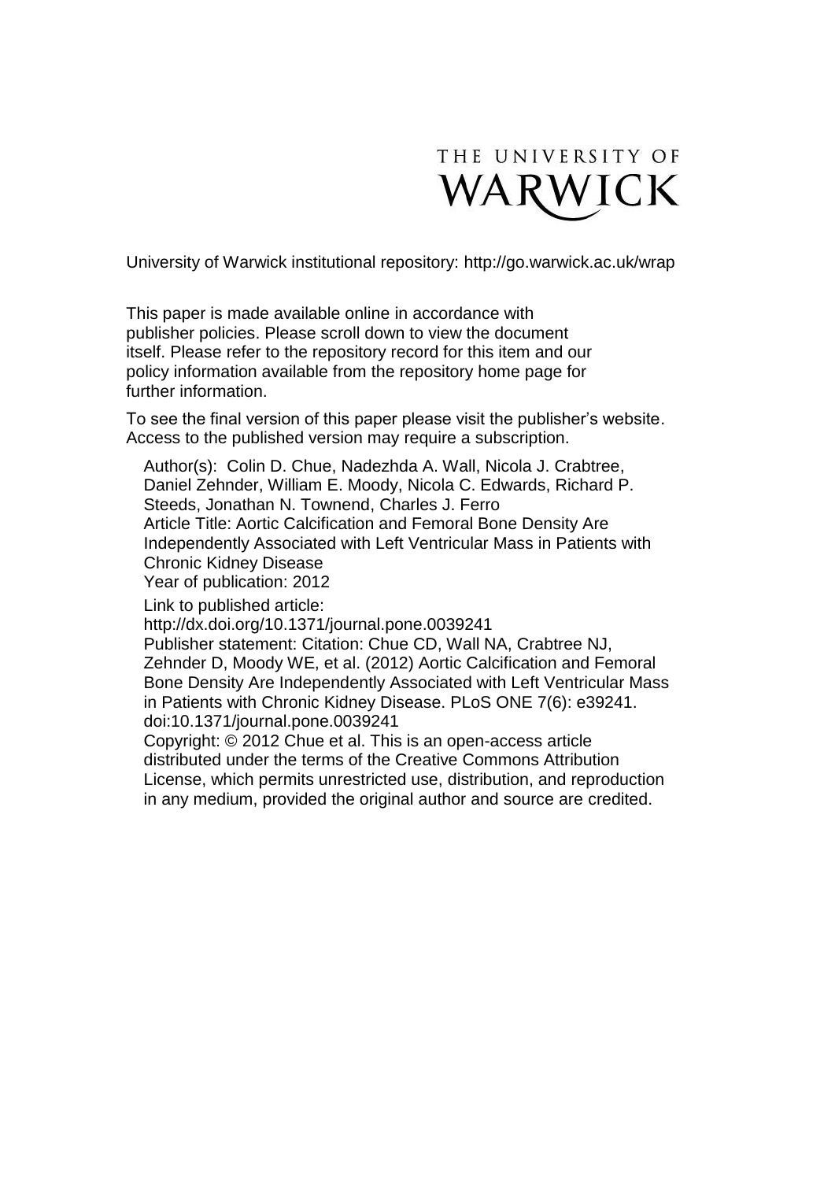THE UNIVERSITY OF WARWICK

University of Warwick institutional repository: http://go.warwick.ac.uk/wrap

This paper is made available online in accordance with publisher policies. Please scroll down to view the document itself. Please refer to the repository record for this item and our policy information available from the repository home page for further information.

To see the final version of this paper please visit the publisher's website. Access to the published version may require a subscription.

Author(s): Colin D. Chue, Nadezhda A. Wall, Nicola J. Crabtree, Daniel Zehnder, William E. Moody, Nicola C. Edwards, Richard P. Steeds, Jonathan N. Townend, Charles J. Ferro
Article Title: Aortic Calcification and Femoral Bone Density Are Independently Associated with Left Ventricular Mass in Patients with Chronic Kidney Disease
Year of publication: 2012

Link to published article:
http://dx.doi.org/10.1371/journal.pone.0039241
Publisher statement: Citation: Chue CD, Wall NA, Crabtree NJ, Zehnder D, Moody WE, et al. (2012) Aortic Calcification and Femoral Bone Density Are Independently Associated with Left Ventricular Mass in Patients with Chronic Kidney Disease. PLoS ONE 7(6): e39241. doi:10.1371/journal.pone.0039241
Copyright: © 2012 Chue et al. This is an open-access article distributed under the terms of the Creative Commons Attribution License, which permits unrestricted use, distribution, and reproduction in any medium, provided the original author and source are credited.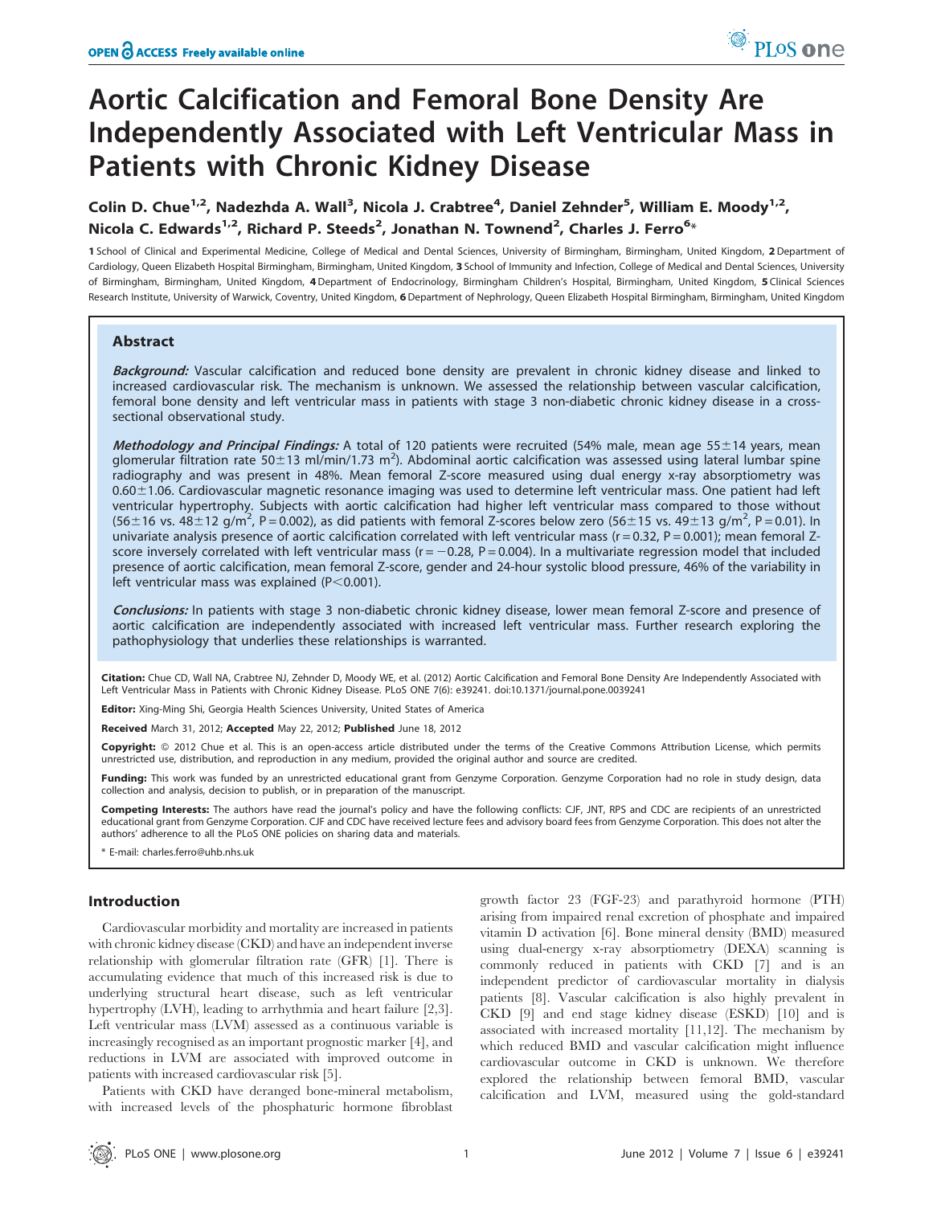# Aortic Calcification and Femoral Bone Density Are Independently Associated with Left Ventricular Mass in Patients with Chronic Kidney Disease

Colin D. Chue[1,2], Nadezhda A. Wall[3], Nicola J. Crabtree[4], Daniel Zehnder[5], William E. Moody[1,2], Nicola C. Edwards[1,2], Richard P. Steeds[2], Jonathan N. Townend[2], Charles J. Ferro[6]*

1 School of Clinical and Experimental Medicine, College of Medical and Dental Sciences, University of Birmingham, Birmingham, United Kingdom, 2 Department of Cardiology, Queen Elizabeth Hospital Birmingham, Birmingham, United Kingdom, 3 School of Immunity and Infection, College of Medical and Dental Sciences, University of Birmingham, Birmingham, United Kingdom, 4 Department of Endocrinology, Birmingham Children's Hospital, Birmingham, United Kingdom, 5 Clinical Sciences Research Institute, University of Warwick, Coventry, United Kingdom, 6 Department of Nephrology, Queen Elizabeth Hospital Birmingham, Birmingham, United Kingdom

## Abstract

***Background:*** Vascular calcification and reduced bone density are prevalent in chronic kidney disease and linked to increased cardiovascular risk. The mechanism is unknown. We assessed the relationship between vascular calcification, femoral bone density and left ventricular mass in patients with stage 3 non-diabetic chronic kidney disease in a cross-sectional observational study.

***Methodology and Principal Findings:*** A total of 120 patients were recruited (54% male, mean age 55±14 years, mean glomerular filtration rate 50±13 ml/min/1.73 m$^2$). Abdominal aortic calcification was assessed using lateral lumbar spine radiography and was present in 48%. Mean femoral Z-score measured using dual energy x-ray absorptiometry was 0.60±1.06. Cardiovascular magnetic resonance imaging was used to determine left ventricular mass. One patient had left ventricular hypertrophy. Subjects with aortic calcification had higher left ventricular mass compared to those without (56±16 vs. 48±12 g/m$^2$, $P = 0.002$), as did patients with femoral Z-scores below zero (56±15 vs. 49±13 g/m$^2$, $P = 0.01$). In univariate analysis presence of aortic calcification correlated with left ventricular mass ($r = 0.32$, $P = 0.001$); mean femoral Z-score inversely correlated with left ventricular mass ($r = -0.28$, $P = 0.004$). In a multivariate regression model that included presence of aortic calcification, mean femoral Z-score, gender and 24-hour systolic blood pressure, 46% of the variability in left ventricular mass was explained ($P<0.001$).

***Conclusions:*** In patients with stage 3 non-diabetic chronic kidney disease, lower mean femoral Z-score and presence of aortic calcification are independently associated with increased left ventricular mass. Further research exploring the pathophysiology that underlies these relationships is warranted.

**Citation:** Chue CD, Wall NA, Crabtree NJ, Zehnder D, Moody WE, et al. (2012) Aortic Calcification and Femoral Bone Density Are Independently Associated with Left Ventricular Mass in Patients with Chronic Kidney Disease. PLoS ONE 7(6): e39241. doi:10.1371/journal.pone.0039241

**Editor:** Xing-Ming Shi, Georgia Health Sciences University, United States of America

**Received** March 31, 2012; **Accepted** May 22, 2012; **Published** June 18, 2012

**Copyright:** © 2012 Chue et al. This is an open-access article distributed under the terms of the Creative Commons Attribution License, which permits unrestricted use, distribution, and reproduction in any medium, provided the original author and source are credited.

**Funding:** This work was funded by an unrestricted educational grant from Genzyme Corporation. Genzyme Corporation had no role in study design, data collection and analysis, decision to publish, or in preparation of the manuscript.

**Competing Interests:** The authors have read the journal's policy and have the following conflicts: CJF, JNT, RPS and CDC are recipients of an unrestricted educational grant from Genzyme Corporation. CJF and CDC have received lecture fees and advisory board fees from Genzyme Corporation. This does not alter the authors' adherence to all the PLoS ONE policies on sharing data and materials.

\* E-mail: charles.ferro@uhb.nhs.uk

## Introduction

Cardiovascular morbidity and mortality are increased in patients with chronic kidney disease (CKD) and have an independent inverse relationship with glomerular filtration rate (GFR) [1]. There is accumulating evidence that much of this increased risk is due to underlying structural heart disease, such as left ventricular hypertrophy (LVH), leading to arrhythmia and heart failure [2,3]. Left ventricular mass (LVM) assessed as a continuous variable is increasingly recognised as an important prognostic marker [4], and reductions in LVM are associated with improved outcome in patients with increased cardiovascular risk [5].

Patients with CKD have deranged bone-mineral metabolism, with increased levels of the phosphaturic hormone fibroblast growth factor 23 (FGF-23) and parathyroid hormone (PTH) arising from impaired renal excretion of phosphate and impaired vitamin D activation [6]. Bone mineral density (BMD) measured using dual-energy x-ray absorptiometry (DEXA) scanning is commonly reduced in patients with CKD [7] and is an independent predictor of cardiovascular mortality in dialysis patients [8]. Vascular calcification is also highly prevalent in CKD [9] and end stage kidney disease (ESKD) [10] and is associated with increased mortality [11,12]. The mechanism by which reduced BMD and vascular calcification might influence cardiovascular outcome in CKD is unknown. We therefore explored the relationship between femoral BMD, vascular calcification and LVM, measured using the gold-standard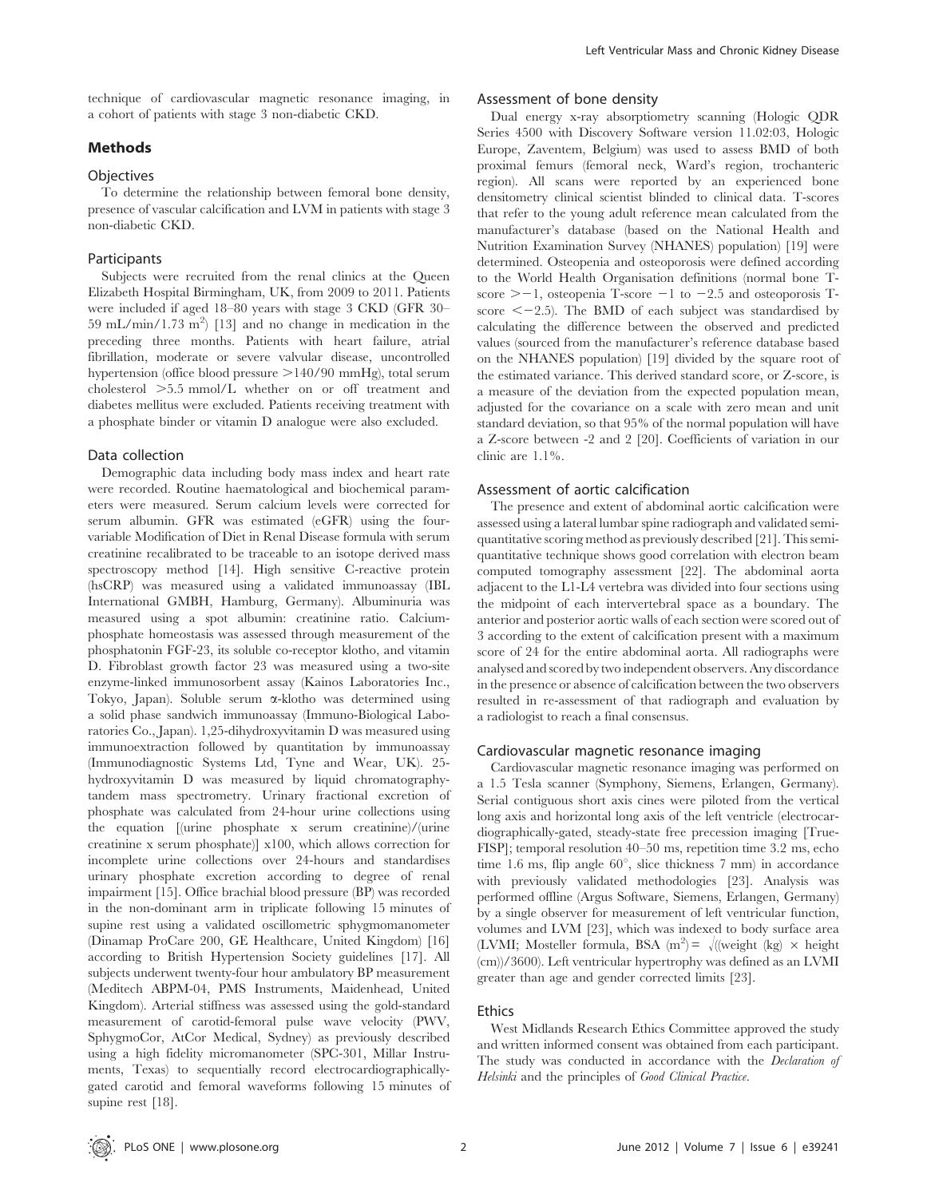technique of cardiovascular magnetic resonance imaging, in a cohort of patients with stage 3 non-diabetic CKD.

## Methods

### Objectives

To determine the relationship between femoral bone density, presence of vascular calcification and LVM in patients with stage 3 non-diabetic CKD.

### Participants

Subjects were recruited from the renal clinics at the Queen Elizabeth Hospital Birmingham, UK, from 2009 to 2011. Patients were included if aged 18–80 years with stage 3 CKD (GFR 30–59 mL/min/1.73 $m^2$) [13] and no change in medication in the preceding three months. Patients with heart failure, atrial fibrillation, moderate or severe valvular disease, uncontrolled hypertension (office blood pressure >140/90 mmHg), total serum cholesterol >5.5 mmol/L whether on or off treatment and diabetes mellitus were excluded. Patients receiving treatment with a phosphate binder or vitamin D analogue were also excluded.

### Data collection

Demographic data including body mass index and heart rate were recorded. Routine haematological and biochemical parameters were measured. Serum calcium levels were corrected for serum albumin. GFR was estimated (eGFR) using the four-variable Modification of Diet in Renal Disease formula with serum creatinine recalibrated to be traceable to an isotope derived mass spectroscopy method [14]. High sensitive C-reactive protein (hsCRP) was measured using a validated immunoassay (IBL International GMBH, Hamburg, Germany). Albuminuria was measured using a spot albumin: creatinine ratio. Calcium-phosphate homeostasis was assessed through measurement of the phosphatonin FGF-23, its soluble co-receptor klotho, and vitamin D. Fibroblast growth factor 23 was measured using a two-site enzyme-linked immunosorbent assay (Kainos Laboratories Inc., Tokyo, Japan). Soluble serum α-klotho was determined using a solid phase sandwich immunoassay (Immuno-Biological Laboratories Co., Japan). 1,25-dihydroxyvitamin D was measured using immunoextraction followed by quantitation by immunoassay (Immunodiagnostic Systems Ltd, Tyne and Wear, UK). 25-hydroxyvitamin D was measured by liquid chromatography-tandem mass spectrometry. Urinary fractional excretion of phosphate was calculated from 24-hour urine collections using the equation [(urine phosphate x serum creatinine)/(urine creatinine x serum phosphate)] x100, which allows correction for incomplete urine collections over 24-hours and standardises urinary phosphate excretion according to degree of renal impairment [15]. Office brachial blood pressure (BP) was recorded in the non-dominant arm in triplicate following 15 minutes of supine rest using a validated oscillometric sphygmomanometer (Dinamap ProCare 200, GE Healthcare, United Kingdom) [16] according to British Hypertension Society guidelines [17]. All subjects underwent twenty-four hour ambulatory BP measurement (Meditech ABPM-04, PMS Instruments, Maidenhead, United Kingdom). Arterial stiffness was assessed using the gold-standard measurement of carotid-femoral pulse wave velocity (PWV, SphygmoCor, AtCor Medical, Sydney) as previously described using a high fidelity micromanometer (SPC-301, Millar Instruments, Texas) to sequentially record electrocardiographically-gated carotid and femoral waveforms following 15 minutes of supine rest [18].

### Assessment of bone density

Dual energy x-ray absorptiometry scanning (Hologic QDR Series 4500 with Discovery Software version 11.02:03, Hologic Europe, Zaventem, Belgium) was used to assess BMD of both proximal femurs (femoral neck, Ward's region, trochanteric region). All scans were reported by an experienced bone densitometry clinical scientist blinded to clinical data. T-scores that refer to the young adult reference mean calculated from the manufacturer's database (based on the National Health and Nutrition Examination Survey (NHANES) population) [19] were determined. Osteopenia and osteoporosis were defined according to the World Health Organisation definitions (normal bone T-score >−1, osteopenia T-score −1 to −2.5 and osteoporosis T-score <−2.5). The BMD of each subject was standardised by calculating the difference between the observed and predicted values (sourced from the manufacturer's reference database based on the NHANES population) [19] divided by the square root of the estimated variance. This derived standard score, or Z-score, is a measure of the deviation from the expected population mean, adjusted for the covariance on a scale with zero mean and unit standard deviation, so that 95% of the normal population will have a Z-score between -2 and 2 [20]. Coefficients of variation in our clinic are 1.1%.

### Assessment of aortic calcification

The presence and extent of abdominal aortic calcification were assessed using a lateral lumbar spine radiograph and validated semi-quantitative scoring method as previously described [21]. This semi-quantitative technique shows good correlation with electron beam computed tomography assessment [22]. The abdominal aorta adjacent to the L1-L4 vertebra was divided into four sections using the midpoint of each intervertebral space as a boundary. The anterior and posterior aortic walls of each section were scored out of 3 according to the extent of calcification present with a maximum score of 24 for the entire abdominal aorta. All radiographs were analysed and scored by two independent observers. Any discordance in the presence or absence of calcification between the two observers resulted in re-assessment of that radiograph and evaluation by a radiologist to reach a final consensus.

### Cardiovascular magnetic resonance imaging

Cardiovascular magnetic resonance imaging was performed on a 1.5 Tesla scanner (Symphony, Siemens, Erlangen, Germany). Serial contiguous short axis cines were piloted from the vertical long axis and horizontal long axis of the left ventricle (electrocardiographically-gated, steady-state free precession imaging [True-FISP]; temporal resolution 40–50 ms, repetition time 3.2 ms, echo time 1.6 ms, flip angle 60°, slice thickness 7 mm) in accordance with previously validated methodologies [23]. Analysis was performed offline (Argus Software, Siemens, Erlangen, Germany) by a single observer for measurement of left ventricular function, volumes and LVM [23], which was indexed to body surface area (LVMI; Mosteller formula, BSA ($m^2$) = $\sqrt{(\text{weight (kg)} \times \text{height (cm)})/3600}$). Left ventricular hypertrophy was defined as an LVMI greater than age and gender corrected limits [23].

### Ethics

West Midlands Research Ethics Committee approved the study and written informed consent was obtained from each participant. The study was conducted in accordance with the *Declaration of Helsinki* and the principles of *Good Clinical Practice*.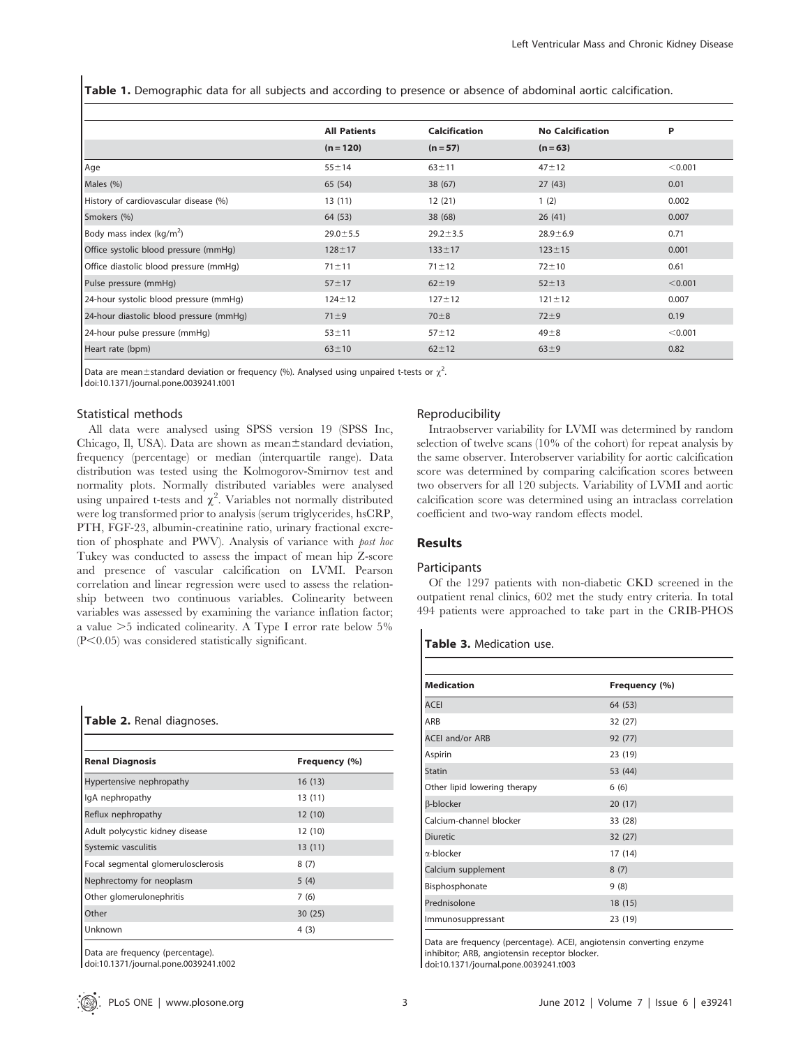**Table 1.** Demographic data for all subjects and according to presence or absence of abdominal aortic calcification.

| | All Patients | Calcification | No Calcification | P |
|---|---|---|---|---|
| | (n = 120) | (n = 57) | (n = 63) | |
| Age | 55±14 | 63±11 | 47±12 | <0.001 |
| Males (%) | 65 (54) | 38 (67) | 27 (43) | 0.01 |
| History of cardiovascular disease (%) | 13 (11) | 12 (21) | 1 (2) | 0.002 |
| Smokers (%) | 64 (53) | 38 (68) | 26 (41) | 0.007 |
| Body mass index (kg/m$^2$) | 29.0±5.5 | 29.2±3.5 | 28.9±6.9 | 0.71 |
| Office systolic blood pressure (mmHg) | 128±17 | 133±17 | 123±15 | 0.001 |
| Office diastolic blood pressure (mmHg) | 71±11 | 71±12 | 72±10 | 0.61 |
| Pulse pressure (mmHg) | 57±17 | 62±19 | 52±13 | <0.001 |
| 24-hour systolic blood pressure (mmHg) | 124±12 | 127±12 | 121±12 | 0.007 |
| 24-hour diastolic blood pressure (mmHg) | 71±9 | 70±8 | 72±9 | 0.19 |
| 24-hour pulse pressure (mmHg) | 53±11 | 57±12 | 49±8 | <0.001 |
| Heart rate (bpm) | 63±10 | 62±12 | 63±9 | 0.82 |

Data are mean±standard deviation or frequency (%). Analysed using unpaired t-tests or $\chi^2$.
doi:10.1371/journal.pone.0039241.t001

### Statistical methods

All data were analysed using SPSS version 19 (SPSS Inc, Chicago, Il, USA). Data are shown as mean±standard deviation, frequency (percentage) or median (interquartile range). Data distribution was tested using the Kolmogorov-Smirnov test and normality plots. Normally distributed variables were analysed using unpaired t-tests and $\chi^2$. Variables not normally distributed were log transformed prior to analysis (serum triglycerides, hsCRP, PTH, FGF-23, albumin-creatinine ratio, urinary fractional excretion of phosphate and PWV). Analysis of variance with *post hoc* Tukey was conducted to assess the impact of mean hip Z-score and presence of vascular calcification on LVMI. Pearson correlation and linear regression were used to assess the relationship between two continuous variables. Colinearity between variables was assessed by examining the variance inflation factor; a value >5 indicated colinearity. A Type I error rate below 5% ($P<0.05$) was considered statistically significant.

**Table 2.** Renal diagnoses.

| Renal Diagnosis | Frequency (%) |
|---|---|
| Hypertensive nephropathy | 16 (13) |
| IgA nephropathy | 13 (11) |
| Reflux nephropathy | 12 (10) |
| Adult polycystic kidney disease | 12 (10) |
| Systemic vasculitis | 13 (11) |
| Focal segmental glomerulosclerosis | 8 (7) |
| Nephrectomy for neoplasm | 5 (4) |
| Other glomerulonephritis | 7 (6) |
| Other | 30 (25) |
| Unknown | 4 (3) |

Data are frequency (percentage).
doi:10.1371/journal.pone.0039241.t002

### Reproducibility

Intraobserver variability for LVMI was determined by random selection of twelve scans (10% of the cohort) for repeat analysis by the same observer. Interobserver variability for aortic calcification score was determined by comparing calcification scores between two observers for all 120 subjects. Variability of LVMI and aortic calcification score was determined using an intraclass correlation coefficient and two-way random effects model.

## Results

### Participants

Of the 1297 patients with non-diabetic CKD screened in the outpatient renal clinics, 602 met the study entry criteria. In total 494 patients were approached to take part in the CRIB-PHOS

**Table 3.** Medication use.

| Medication | Frequency (%) |
|---|---|
| ACEI | 64 (53) |
| ARB | 32 (27) |
| ACEI and/or ARB | 92 (77) |
| Aspirin | 23 (19) |
| Statin | 53 (44) |
| Other lipid lowering therapy | 6 (6) |
| β-blocker | 20 (17) |
| Calcium-channel blocker | 33 (28) |
| Diuretic | 32 (27) |
| α-blocker | 17 (14) |
| Calcium supplement | 8 (7) |
| Bisphosphonate | 9 (8) |
| Prednisolone | 18 (15) |
| Immunosuppressant | 23 (19) |

Data are frequency (percentage). ACEI, angiotensin converting enzyme inhibitor; ARB, angiotensin receptor blocker.
doi:10.1371/journal.pone.0039241.t003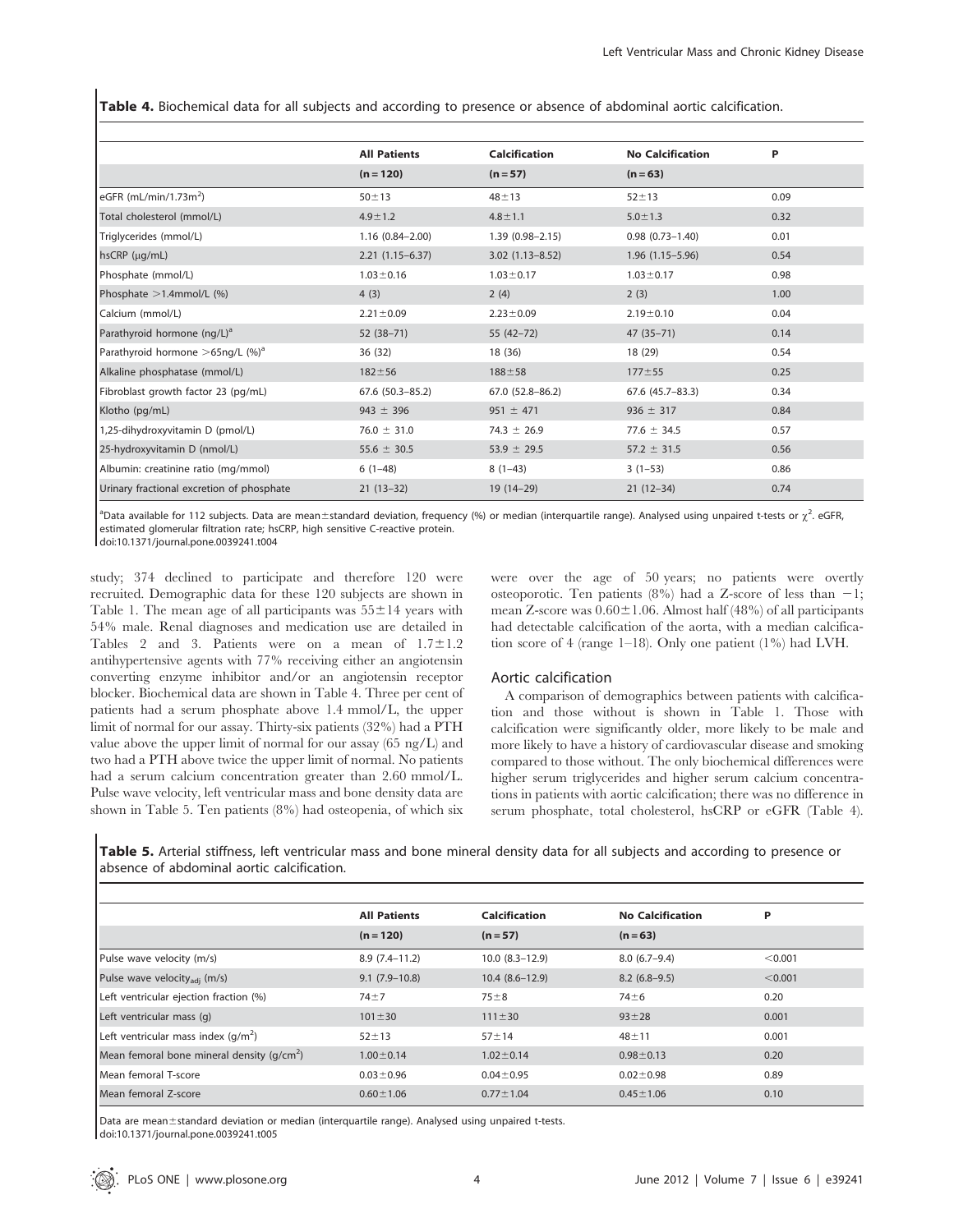**Table 4.** Biochemical data for all subjects and according to presence or absence of abdominal aortic calcification.

| | All Patients (n = 120) | Calcification (n = 57) | No Calcification (n = 63) | P |
|---|---|---|---|---|
| eGFR (mL/min/1.73m$^2$) | 50±13 | 48±13 | 52±13 | 0.09 |
| Total cholesterol (mmol/L) | 4.9±1.2 | 4.8±1.1 | 5.0±1.3 | 0.32 |
| Triglycerides (mmol/L) | 1.16 (0.84–2.00) | 1.39 (0.98–2.15) | 0.98 (0.73–1.40) | 0.01 |
| hsCRP (µg/mL) | 2.21 (1.15–6.37) | 3.02 (1.13–8.52) | 1.96 (1.15–5.96) | 0.54 |
| Phosphate (mmol/L) | 1.03±0.16 | 1.03±0.17 | 1.03±0.17 | 0.98 |
| Phosphate >1.4mmol/L (%) | 4 (3) | 2 (4) | 2 (3) | 1.00 |
| Calcium (mmol/L) | 2.21±0.09 | 2.23±0.09 | 2.19±0.10 | 0.04 |
| Parathyroid hormone (ng/L)[a] | 52 (38–71) | 55 (42–72) | 47 (35–71) | 0.14 |
| Parathyroid hormone >65ng/L (%)[a] | 36 (32) | 18 (36) | 18 (29) | 0.54 |
| Alkaline phosphatase (mmol/L) | 182±56 | 188±58 | 177±55 | 0.25 |
| Fibroblast growth factor 23 (pg/mL) | 67.6 (50.3–85.2) | 67.0 (52.8–86.2) | 67.6 (45.7–83.3) | 0.34 |
| Klotho (pg/mL) | 943 ± 396 | 951 ± 471 | 936 ± 317 | 0.84 |
| 1,25-dihydroxyvitamin D (pmol/L) | 76.0 ± 31.0 | 74.3 ± 26.9 | 77.6 ± 34.5 | 0.57 |
| 25-hydroxyvitamin D (nmol/L) | 55.6 ± 30.5 | 53.9 ± 29.5 | 57.2 ± 31.5 | 0.56 |
| Albumin: creatinine ratio (mg/mmol) | 6 (1–48) | 8 (1–43) | 3 (1–53) | 0.86 |
| Urinary fractional excretion of phosphate | 21 (13–32) | 19 (14–29) | 21 (12–34) | 0.74 |

[a]Data available for 112 subjects. Data are mean±standard deviation, frequency (%) or median (interquartile range). Analysed using unpaired t-tests or $\chi^2$. eGFR, estimated glomerular filtration rate; hsCRP, high sensitive C-reactive protein.
doi:10.1371/journal.pone.0039241.t004

study; 374 declined to participate and therefore 120 were recruited. Demographic data for these 120 subjects are shown in Table 1. The mean age of all participants was 55±14 years with 54% male. Renal diagnoses and medication use are detailed in Tables 2 and 3. Patients were on a mean of 1.7±1.2 antihypertensive agents with 77% receiving either an angiotensin converting enzyme inhibitor and/or an angiotensin receptor blocker. Biochemical data are shown in Table 4. Three per cent of patients had a serum phosphate above 1.4 mmol/L, the upper limit of normal for our assay. Thirty-six patients (32%) had a PTH value above the upper limit of normal for our assay (65 ng/L) and two had a PTH above twice the upper limit of normal. No patients had a serum calcium concentration greater than 2.60 mmol/L. Pulse wave velocity, left ventricular mass and bone density data are shown in Table 5. Ten patients (8%) had osteopenia, of which six were over the age of 50 years; no patients were overtly osteoporotic. Ten patients (8%) had a Z-score of less than −1; mean Z-score was 0.60±1.06. Almost half (48%) of all participants had detectable calcification of the aorta, with a median calcification score of 4 (range 1–18). Only one patient (1%) had LVH.

## Aortic calcification

A comparison of demographics between patients with calcification and those without is shown in Table 1. Those with calcification were significantly older, more likely to be male and more likely to have a history of cardiovascular disease and smoking compared to those without. The only biochemical differences were higher serum triglycerides and higher serum calcium concentrations in patients with aortic calcification; there was no difference in serum phosphate, total cholesterol, hsCRP or eGFR (Table 4).

**Table 5.** Arterial stiffness, left ventricular mass and bone mineral density data for all subjects and according to presence or absence of abdominal aortic calcification.

| | All Patients (n = 120) | Calcification (n = 57) | No Calcification (n = 63) | P |
|---|---|---|---|---|
| Pulse wave velocity (m/s) | 8.9 (7.4–11.2) | 10.0 (8.3–12.9) | 8.0 (6.7–9.4) | <0.001 |
| Pulse wave velocity$_{adj}$ (m/s) | 9.1 (7.9–10.8) | 10.4 (8.6–12.9) | 8.2 (6.8–9.5) | <0.001 |
| Left ventricular ejection fraction (%) | 74±7 | 75±8 | 74±6 | 0.20 |
| Left ventricular mass (g) | 101±30 | 111±30 | 93±28 | 0.001 |
| Left ventricular mass index (g/m$^2$) | 52±13 | 57±14 | 48±11 | 0.001 |
| Mean femoral bone mineral density (g/cm$^2$) | 1.00±0.14 | 1.02±0.14 | 0.98±0.13 | 0.20 |
| Mean femoral T-score | 0.03±0.96 | 0.04±0.95 | 0.02±0.98 | 0.89 |
| Mean femoral Z-score | 0.60±1.06 | 0.77±1.04 | 0.45±1.06 | 0.10 |

Data are mean±standard deviation or median (interquartile range). Analysed using unpaired t-tests.
doi:10.1371/journal.pone.0039241.t005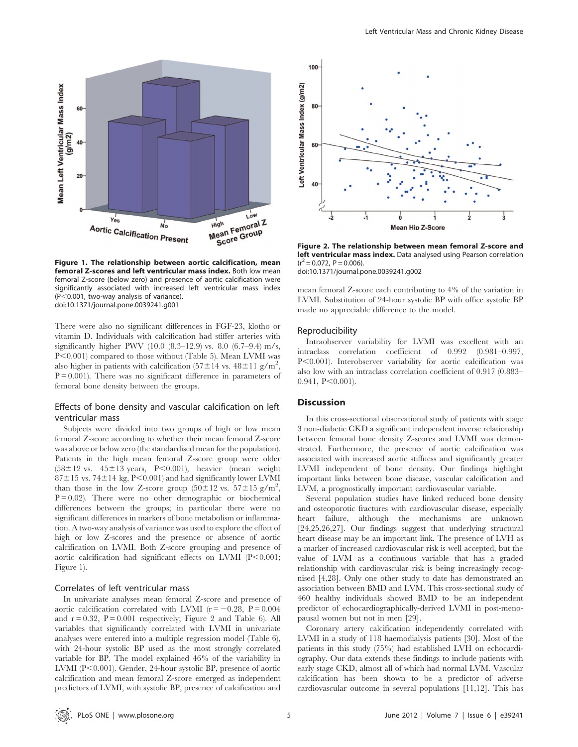**Figure 1. The relationship between aortic calcification, mean femoral Z-scores and left ventricular mass index.** Both low mean femoral Z-score (below zero) and presence of aortic calcification were significantly associated with increased left ventricular mass index ($P<0.001$, two-way analysis of variance).
doi:10.1371/journal.pone.0039241.g001

**Figure 2. The relationship between mean femoral Z-score and left ventricular mass index.** Data analysed using Pearson correlation ($r^2 = 0.072$, $P = 0.006$).
doi:10.1371/journal.pone.0039241.g002

There were also no significant differences in FGF-23, klotho or vitamin D. Individuals with calcification had stiffer arteries with significantly higher PWV (10.0 (8.3–12.9) vs. 8.0 (6.7–9.4) m/s, $P<0.001$) compared to those without (Table 5). Mean LVMI was also higher in patients with calcification (57±14 vs. 48±11 g/m$^2$, $P = 0.001$). There was no significant difference in parameters of femoral bone density between the groups.

### Effects of bone density and vascular calcification on left ventricular mass

Subjects were divided into two groups of high or low mean femoral Z-score according to whether their mean femoral Z-score was above or below zero (the standardised mean for the population). Patients in the high mean femoral Z-score group were older (58±12 vs. 45±13 years, $P<0.001$), heavier (mean weight 87±15 vs. 74±14 kg, $P<0.001$) and had significantly lower LVMI than those in the low Z-score group (50±12 vs. 57±15 g/m$^2$, $P = 0.02$). There were no other demographic or biochemical differences between the groups; in particular there were no significant differences in markers of bone metabolism or inflammation. A two-way analysis of variance was used to explore the effect of high or low Z-scores and the presence or absence of aortic calcification on LVMI. Both Z-score grouping and presence of aortic calcification had significant effects on LVMI ($P<0.001$; Figure 1).

### Correlates of left ventricular mass

In univariate analyses mean femoral Z-score and presence of aortic calcification correlated with LVMI ($r = -0.28$, $P = 0.004$ and $r = 0.32$, $P = 0.001$ respectively; Figure 2 and Table 6). All variables that significantly correlated with LVMI in univariate analyses were entered into a multiple regression model (Table 6), with 24-hour systolic BP used as the most strongly correlated variable for BP. The model explained 46% of the variability in LVMI ($P<0.001$). Gender, 24-hour systolic BP, presence of aortic calcification and mean femoral Z-score emerged as independent predictors of LVMI, with systolic BP, presence of calcification and mean femoral Z-score each contributing to 4% of the variation in LVMI. Substitution of 24-hour systolic BP with office systolic BP made no appreciable difference to the model.

### Reproducibility

Intraobserver variability for LVMI was excellent with an intraclass correlation coefficient of 0.992 (0.981–0.997, $P<0.001$). Interobserver variability for aortic calcification was also low with an intraclass correlation coefficient of 0.917 (0.883–0.941, $P<0.001$).

## Discussion

In this cross-sectional observational study of patients with stage 3 non-diabetic CKD a significant independent inverse relationship between femoral bone density Z-scores and LVMI was demonstrated. Furthermore, the presence of aortic calcification was associated with increased aortic stiffness and significantly greater LVMI independent of bone density. Our findings highlight important links between bone disease, vascular calcification and LVM, a prognostically important cardiovascular variable.

Several population studies have linked reduced bone density and osteoporotic fractures with cardiovascular disease, especially heart failure, although the mechanisms are unknown [24,25,26,27]. Our findings suggest that underlying structural heart disease may be an important link. The presence of LVH as a marker of increased cardiovascular risk is well accepted, but the value of LVM as a continuous variable that has a graded relationship with cardiovascular risk is being increasingly recognised [4,28]. Only one other study to date has demonstrated an association between BMD and LVM. This cross-sectional study of 460 healthy individuals showed BMD to be an independent predictor of echocardiographically-derived LVMI in post-menopausal women but not in men [29].

Coronary artery calcification independently correlated with LVMI in a study of 118 haemodialysis patients [30]. Most of the patients in this study (75%) had established LVH on echocardiography. Our data extends these findings to include patients with early stage CKD, almost all of which had normal LVM. Vascular calcification has been shown to be a predictor of adverse cardiovascular outcome in several populations [11,12]. This has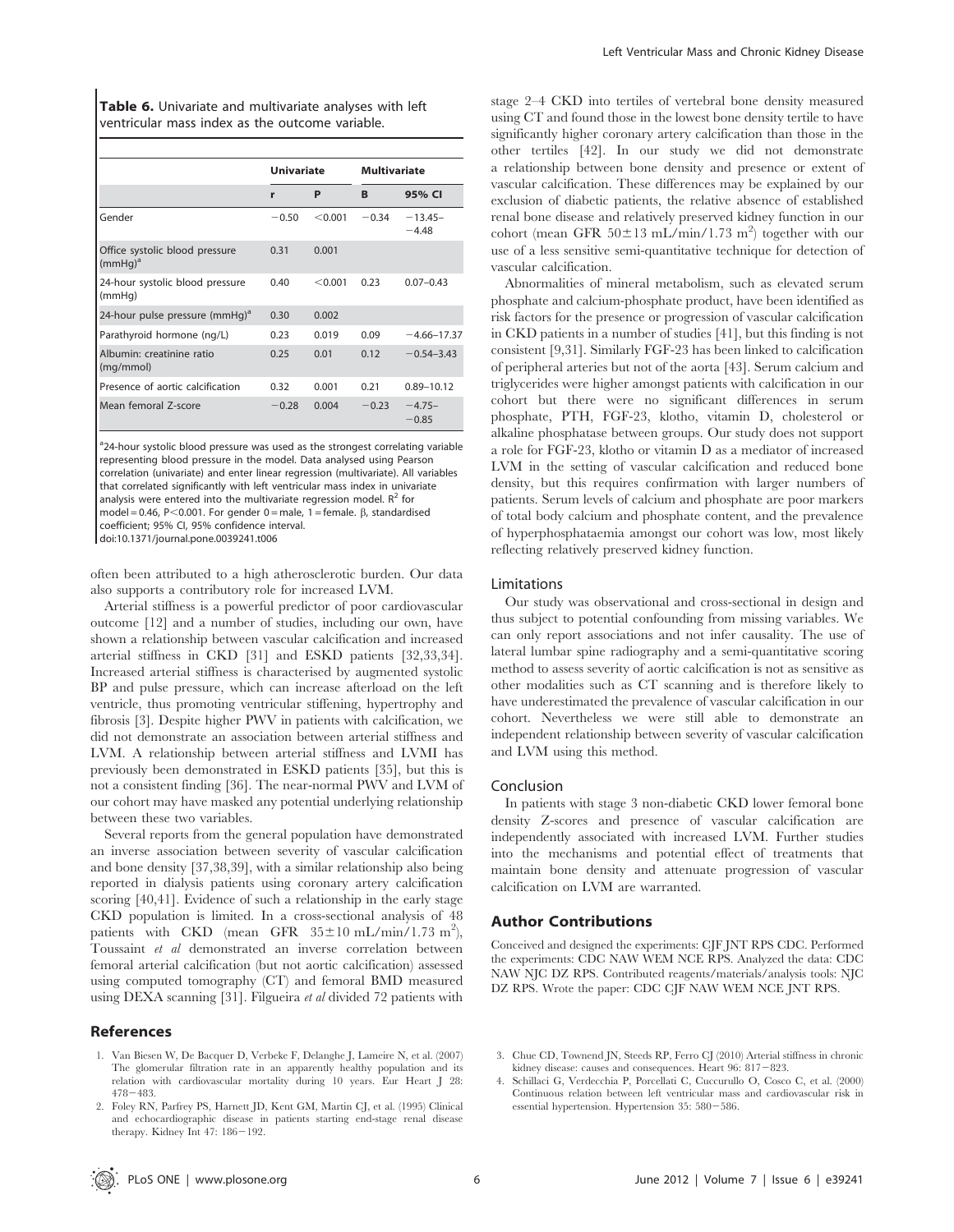**Table 6.** Univariate and multivariate analyses with left ventricular mass index as the outcome variable.

| | Univariate | | Multivariate | |
|---|---|---|---|---|
| | r | P | B | 95% CI |
| Gender | −0.50 | <0.001 | −0.34 | −13.45–−4.48 |
| Office systolic blood pressure (mmHg)[a] | 0.31 | 0.001 | | |
| 24-hour systolic blood pressure (mmHg) | 0.40 | <0.001 | 0.23 | 0.07–0.43 |
| 24-hour pulse pressure (mmHg)[a] | 0.30 | 0.002 | | |
| Parathyroid hormone (ng/L) | 0.23 | 0.019 | 0.09 | −4.66–17.37 |
| Albumin: creatinine ratio (mg/mmol) | 0.25 | 0.01 | 0.12 | −0.54–3.43 |
| Presence of aortic calcification | 0.32 | 0.001 | 0.21 | 0.89–10.12 |
| Mean femoral Z-score | −0.28 | 0.004 | −0.23 | −4.75–−0.85 |

[a]24-hour systolic blood pressure was used as the strongest correlating variable representing blood pressure in the model. Data analysed using Pearson correlation (univariate) and enter linear regression (multivariate). All variables that correlated significantly with left ventricular mass index in univariate analysis were entered into the multivariate regression model. $R^2$ for model = 0.46, $P<0.001$. For gender 0 = male, 1 = female. β, standardised coefficient; 95% CI, 95% confidence interval.
doi:10.1371/journal.pone.0039241.t006

often been attributed to a high atherosclerotic burden. Our data also supports a contributory role for increased LVM.

Arterial stiffness is a powerful predictor of poor cardiovascular outcome [12] and a number of studies, including our own, have shown a relationship between vascular calcification and increased arterial stiffness in CKD [31] and ESKD patients [32,33,34]. Increased arterial stiffness is characterised by augmented systolic BP and pulse pressure, which can increase afterload on the left ventricle, thus promoting ventricular stiffening, hypertrophy and fibrosis [3]. Despite higher PWV in patients with calcification, we did not demonstrate an association between arterial stiffness and LVM. A relationship between arterial stiffness and LVMI has previously been demonstrated in ESKD patients [35], but this is not a consistent finding [36]. The near-normal PWV and LVM of our cohort may have masked any potential underlying relationship between these two variables.

Several reports from the general population have demonstrated an inverse association between severity of vascular calcification and bone density [37,38,39], with a similar relationship also being reported in dialysis patients using coronary artery calcification scoring [40,41]. Evidence of such a relationship in the early stage CKD population is limited. In a cross-sectional analysis of 48 patients with CKD (mean GFR $35\pm10$ mL/min/1.73 $m^2$), Toussaint *et al* demonstrated an inverse correlation between femoral arterial calcification (but not aortic calcification) assessed using computed tomography (CT) and femoral BMD measured using DEXA scanning [31]. Filgueira *et al* divided 72 patients with stage 2–4 CKD into tertiles of vertebral bone density measured using CT and found those in the lowest bone density tertile to have significantly higher coronary artery calcification than those in the other tertiles [42]. In our study we did not demonstrate a relationship between bone density and presence or extent of vascular calcification. These differences may be explained by our exclusion of diabetic patients, the relative absence of established renal bone disease and relatively preserved kidney function in our cohort (mean GFR $50\pm13$ mL/min/1.73 $m^2$) together with our use of a less sensitive semi-quantitative technique for detection of vascular calcification.

Abnormalities of mineral metabolism, such as elevated serum phosphate and calcium-phosphate product, have been identified as risk factors for the presence or progression of vascular calcification in CKD patients in a number of studies [41], but this finding is not consistent [9,31]. Similarly FGF-23 has been linked to calcification of peripheral arteries but not of the aorta [43]. Serum calcium and triglycerides were higher amongst patients with calcification in our cohort but there were no significant differences in serum phosphate, PTH, FGF-23, klotho, vitamin D, cholesterol or alkaline phosphatase between groups. Our study does not support a role for FGF-23, klotho or vitamin D as a mediator of increased LVM in the setting of vascular calcification and reduced bone density, but this requires confirmation with larger numbers of patients. Serum levels of calcium and phosphate are poor markers of total body calcium and phosphate content, and the prevalence of hyperphosphataemia amongst our cohort was low, most likely reflecting relatively preserved kidney function.

### Limitations

Our study was observational and cross-sectional in design and thus subject to potential confounding from missing variables. We can only report associations and not infer causality. The use of lateral lumbar spine radiography and a semi-quantitative scoring method to assess severity of aortic calcification is not as sensitive as other modalities such as CT scanning and is therefore likely to have underestimated the prevalence of vascular calcification in our cohort. Nevertheless we were still able to demonstrate an independent relationship between severity of vascular calcification and LVM using this method.

### Conclusion

In patients with stage 3 non-diabetic CKD lower femoral bone density Z-scores and presence of vascular calcification are independently associated with increased LVM. Further studies into the mechanisms and potential effect of treatments that maintain bone density and attenuate progression of vascular calcification on LVM are warranted.

## Author Contributions

Conceived and designed the experiments: CJF JNT RPS CDC. Performed the experiments: CDC NAW WEM NCE RPS. Analyzed the data: CDC NAW NJC DZ RPS. Contributed reagents/materials/analysis tools: NJC DZ RPS. Wrote the paper: CDC CJF NAW WEM NCE JNT RPS.

## References

1. Van Biesen W, De Bacquer D, Verbeke F, Delanghe J, Lameire N, et al. (2007) The glomerular filtration rate in an apparently healthy population and its relation with cardiovascular mortality during 10 years. Eur Heart J 28: 478–483.
2. Foley RN, Parfrey PS, Harnett JD, Kent GM, Martin CJ, et al. (1995) Clinical and echocardiographic disease in patients starting end-stage renal disease therapy. Kidney Int 47: 186–192.
3. Chue CD, Townend JN, Steeds RP, Ferro CJ (2010) Arterial stiffness in chronic kidney disease: causes and consequences. Heart 96: 817–823.
4. Schillaci G, Verdecchia P, Porcellati C, Cuccurullo O, Cosco C, et al. (2000) Continuous relation between left ventricular mass and cardiovascular risk in essential hypertension. Hypertension 35: 580–586.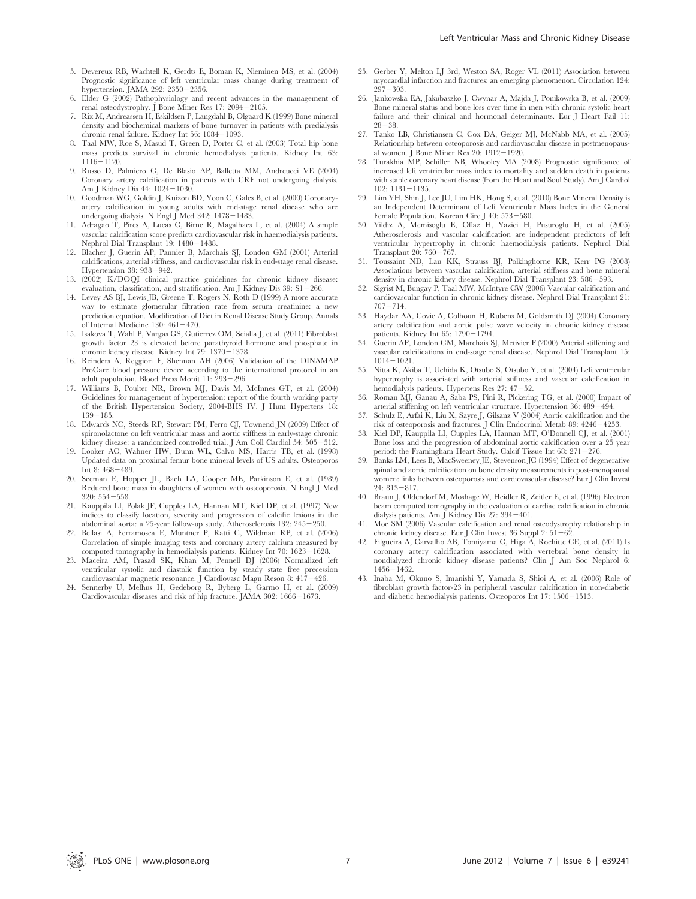5. Devereux RB, Wachtell K, Gerdts E, Boman K, Nieminen MS, et al. (2004) Prognostic significance of left ventricular mass change during treatment of hypertension. JAMA 292: 2350–2356.
6. Elder G (2002) Pathophysiology and recent advances in the management of renal osteodystrophy. J Bone Miner Res 17: 2094–2105.
7. Rix M, Andreassen H, Eskildsen P, Langdahl B, Olgaard K (1999) Bone mineral density and biochemical markers of bone turnover in patients with predialysis chronic renal failure. Kidney Int 56: 1084–1093.
8. Taal MW, Roe S, Masud T, Green D, Porter C, et al. (2003) Total hip bone mass predicts survival in chronic hemodialysis patients. Kidney Int 63: 1116–1120.
9. Russo D, Palmiero G, De Blasio AP, Balletta MM, Andreucci VE (2004) Coronary artery calcification in patients with CRF not undergoing dialysis. Am J Kidney Dis 44: 1024–1030.
10. Goodman WG, Goldin J, Kuizon BD, Yoon C, Gales B, et al. (2000) Coronary-artery calcification in young adults with end-stage renal disease who are undergoing dialysis. N Engl J Med 342: 1478–1483.
11. Adragao T, Pires A, Lucas C, Birne R, Magalhaes L, et al. (2004) A simple vascular calcification score predicts cardiovascular risk in haemodialysis patients. Nephrol Dial Transplant 19: 1480–1488.
12. Blacher J, Guerin AP, Pannier B, Marchais SJ, London GM (2001) Arterial calcifications, arterial stiffness, and cardiovascular risk in end-stage renal disease. Hypertension 38: 938–942.
13. (2002) K/DOQI clinical practice guidelines for chronic kidney disease: evaluation, classification, and stratification. Am J Kidney Dis 39: S1–266.
14. Levey AS BJ, Lewis JB, Greene T, Rogers N, Roth D (1999) A more accurate way to estimate glomerular filtration rate from serum creatinine: a new prediction equation. Modification of Diet in Renal Disease Study Group. Annals of Internal Medicine 130: 461–470.
15. Isakova T, Wahl P, Vargas GS, Gutierrez OM, Scialla J, et al. (2011) Fibroblast growth factor 23 is elevated before parathyroid hormone and phosphate in chronic kidney disease. Kidney Int 79: 1370–1378.
16. Reinders A, Reggiori F, Shennan AH (2006) Validation of the DINAMAP ProCare blood pressure device according to the international protocol in an adult population. Blood Press Monit 11: 293–296.
17. Williams B, Poulter NR, Brown MJ, Davis M, McInnes GT, et al. (2004) Guidelines for management of hypertension: report of the fourth working party of the British Hypertension Society, 2004-BHS IV. J Hum Hypertens 18: 139–185.
18. Edwards NC, Steeds RP, Stewart PM, Ferro CJ, Townend JN (2009) Effect of spironolactone on left ventricular mass and aortic stiffness in early-stage chronic kidney disease: a randomized controlled trial. J Am Coll Cardiol 54: 505–512.
19. Looker AC, Wahner HW, Dunn WL, Calvo MS, Harris TB, et al. (1998) Updated data on proximal femur bone mineral levels of US adults. Osteoporos Int 8: 468–489.
20. Seeman E, Hopper JL, Bach LA, Cooper ME, Parkinson E, et al. (1989) Reduced bone mass in daughters of women with osteoporosis. N Engl J Med 320: 554–558.
21. Kauppila LI, Polak JF, Cupples LA, Hannan MT, Kiel DP, et al. (1997) New indices to classify location, severity and progression of calcific lesions in the abdominal aorta: a 25-year follow-up study. Atherosclerosis 132: 245–250.
22. Bellasi A, Ferramosca E, Muntner P, Ratti C, Wildman RP, et al. (2006) Correlation of simple imaging tests and coronary artery calcium measured by computed tomography in hemodialysis patients. Kidney Int 70: 1623–1628.
23. Maceira AM, Prasad SK, Khan M, Pennell DJ (2006) Normalized left ventricular systolic and diastolic function by steady state free precession cardiovascular magnetic resonance. J Cardiovasc Magn Reson 8: 417–426.
24. Sennerby U, Melhus H, Gedeborg R, Byberg L, Garmo H, et al. (2009) Cardiovascular diseases and risk of hip fracture. JAMA 302: 1666–1673.
25. Gerber Y, Melton LJ 3rd, Weston SA, Roger VL (2011) Association between myocardial infarction and fractures: an emerging phenomenon. Circulation 124: 297–303.
26. Jankowska EA, Jakubaszko J, Cwynar A, Majda J, Ponikowska B, et al. (2009) Bone mineral status and bone loss over time in men with chronic systolic heart failure and their clinical and hormonal determinants. Eur J Heart Fail 11: 28–38.
27. Tanko LB, Christiansen C, Cox DA, Geiger MJ, McNabb MA, et al. (2005) Relationship between osteoporosis and cardiovascular disease in postmenopausal women. J Bone Miner Res 20: 1912–1920.
28. Turakhia MP, Schiller NB, Whooley MA (2008) Prognostic significance of increased left ventricular mass index to mortality and sudden death in patients with stable coronary heart disease (from the Heart and Soul Study). Am J Cardiol 102: 1131–1135.
29. Lim YH, Shin J, Lee JU, Lim HK, Hong S, et al. (2010) Bone Mineral Density is an Independent Determinant of Left Ventricular Mass Index in the General Female Population. Korean Circ J 40: 573–580.
30. Yildiz A, Memisoglu E, Oflaz H, Yazici H, Pusuroglu H, et al. (2005) Atherosclerosis and vascular calcification are independent predictors of left ventricular hypertrophy in chronic haemodialysis patients. Nephrol Dial Transplant 20: 760–767.
31. Toussaint ND, Lau KK, Strauss BJ, Polkinghorne KR, Kerr PG (2008) Associations between vascular calcification, arterial stiffness and bone mineral density in chronic kidney disease. Nephrol Dial Transplant 23: 586–593.
32. Sigrist M, Bungay P, Taal MW, McIntyre CW (2006) Vascular calcification and cardiovascular function in chronic kidney disease. Nephrol Dial Transplant 21: 707–714.
33. Haydar AA, Covic A, Colhoun H, Rubens M, Goldsmith DJ (2004) Coronary artery calcification and aortic pulse wave velocity in chronic kidney disease patients. Kidney Int 65: 1790–1794.
34. Guerin AP, London GM, Marchais SJ, Metivier F (2000) Arterial stiffening and vascular calcifications in end-stage renal disease. Nephrol Dial Transplant 15: 1014–1021.
35. Nitta K, Akiba T, Uchida K, Otsubo S, Otsubo Y, et al. (2004) Left ventricular hypertrophy is associated with arterial stiffness and vascular calcification in hemodialysis patients. Hypertens Res 27: 47–52.
36. Roman MJ, Ganau A, Saba PS, Pini R, Pickering TG, et al. (2000) Impact of arterial stiffening on left ventricular structure. Hypertension 36: 489–494.
37. Schulz E, Arfai K, Liu X, Sayre J, Gilsanz V (2004) Aortic calcification and the risk of osteoporosis and fractures. J Clin Endocrinol Metab 89: 4246–4253.
38. Kiel DP, Kauppila LI, Cupples LA, Hannan MT, O'Donnell CJ, et al. (2001) Bone loss and the progression of abdominal aortic calcification over a 25 year period: the Framingham Heart Study. Calcif Tissue Int 68: 271–276.
39. Banks LM, Lees B, MacSweeney JE, Stevenson JC (1994) Effect of degenerative spinal and aortic calcification on bone density measurements in post-menopausal women: links between osteoporosis and cardiovascular disease? Eur J Clin Invest 24: 813–817.
40. Braun J, Oldendorf M, Moshage W, Heidler R, Zeitler E, et al. (1996) Electron beam computed tomography in the evaluation of cardiac calcification in chronic dialysis patients. Am J Kidney Dis 27: 394–401.
41. Moe SM (2006) Vascular calcification and renal osteodystrophy relationship in chronic kidney disease. Eur J Clin Invest 36 Suppl 2: 51–62.
42. Filgueira A, Carvalho AB, Tomiyama C, Higa A, Rochitte CE, et al. (2011) Is coronary artery calcification associated with vertebral bone density in nondialyzed chronic kidney disease patients? Clin J Am Soc Nephrol 6: 1456–1462.
43. Inaba M, Okuno S, Imanishi Y, Yamada S, Shioi A, et al. (2006) Role of fibroblast growth factor-23 in peripheral vascular calcification in non-diabetic and diabetic hemodialysis patients. Osteoporos Int 17: 1506–1513.